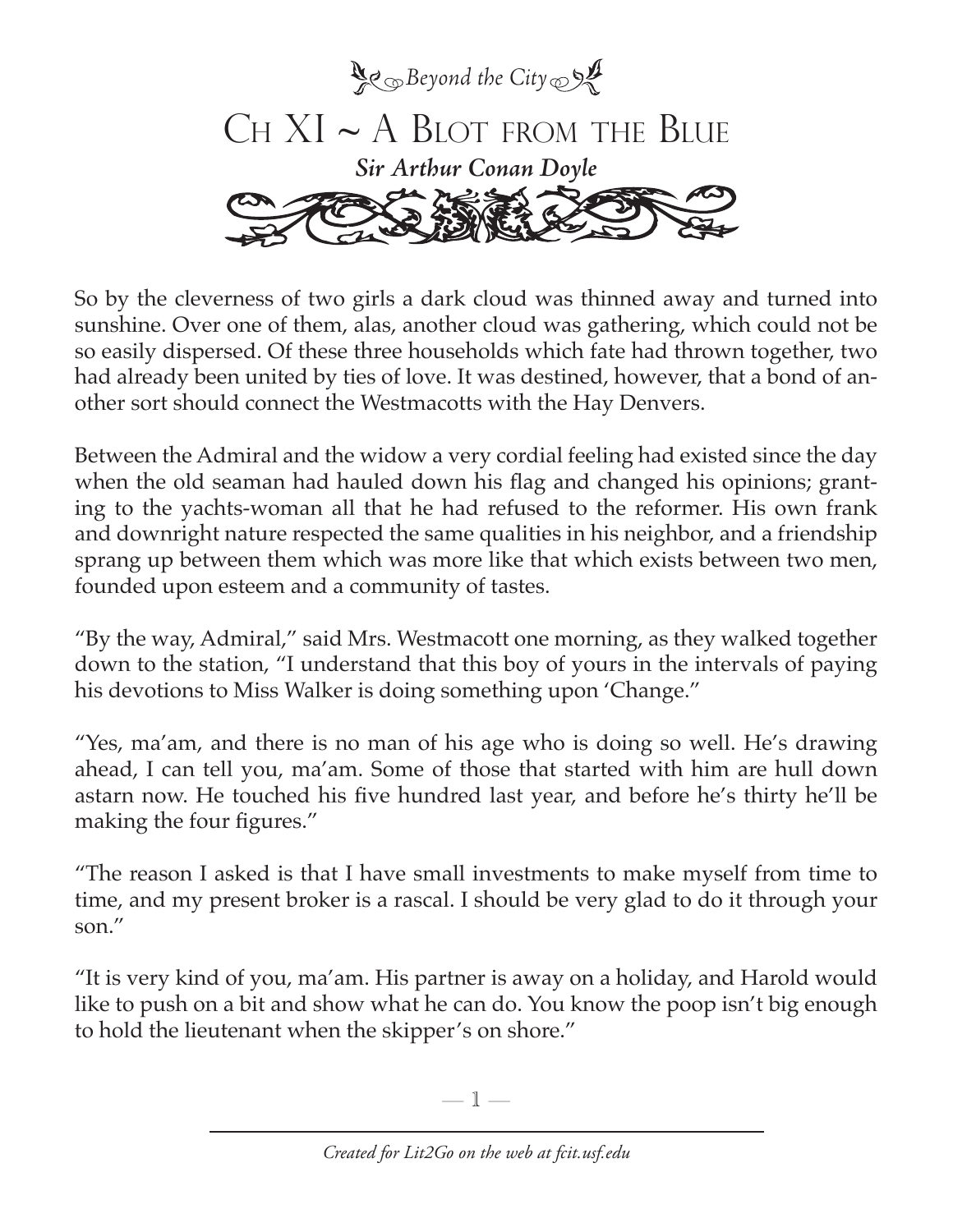*Beyond the City*

# Ch XI ~ A Blot from the Blue

***Sir Arthur Conan Doyle***

So by the cleverness of two girls a dark cloud was thinned away and turned into sunshine. Over one of them, alas, another cloud was gathering, which could not be so easily dispersed. Of these three households which fate had thrown together, two had already been united by ties of love. It was destined, however, that a bond of another sort should connect the Westmacotts with the Hay Denvers.

Between the Admiral and the widow a very cordial feeling had existed since the day when the old seaman had hauled down his flag and changed his opinions; granting to the yachts-woman all that he had refused to the reformer. His own frank and downright nature respected the same qualities in his neighbor, and a friendship sprang up between them which was more like that which exists between two men, founded upon esteem and a community of tastes.

"By the way, Admiral," said Mrs. Westmacott one morning, as they walked together down to the station, "I understand that this boy of yours in the intervals of paying his devotions to Miss Walker is doing something upon 'Change."

"Yes, ma'am, and there is no man of his age who is doing so well. He's drawing ahead, I can tell you, ma'am. Some of those that started with him are hull down astarn now. He touched his five hundred last year, and before he's thirty he'll be making the four figures."

"The reason I asked is that I have small investments to make myself from time to time, and my present broker is a rascal. I should be very glad to do it through your son."

"It is very kind of you, ma'am. His partner is away on a holiday, and Harold would like to push on a bit and show what he can do. You know the poop isn't big enough to hold the lieutenant when the skipper's on shore."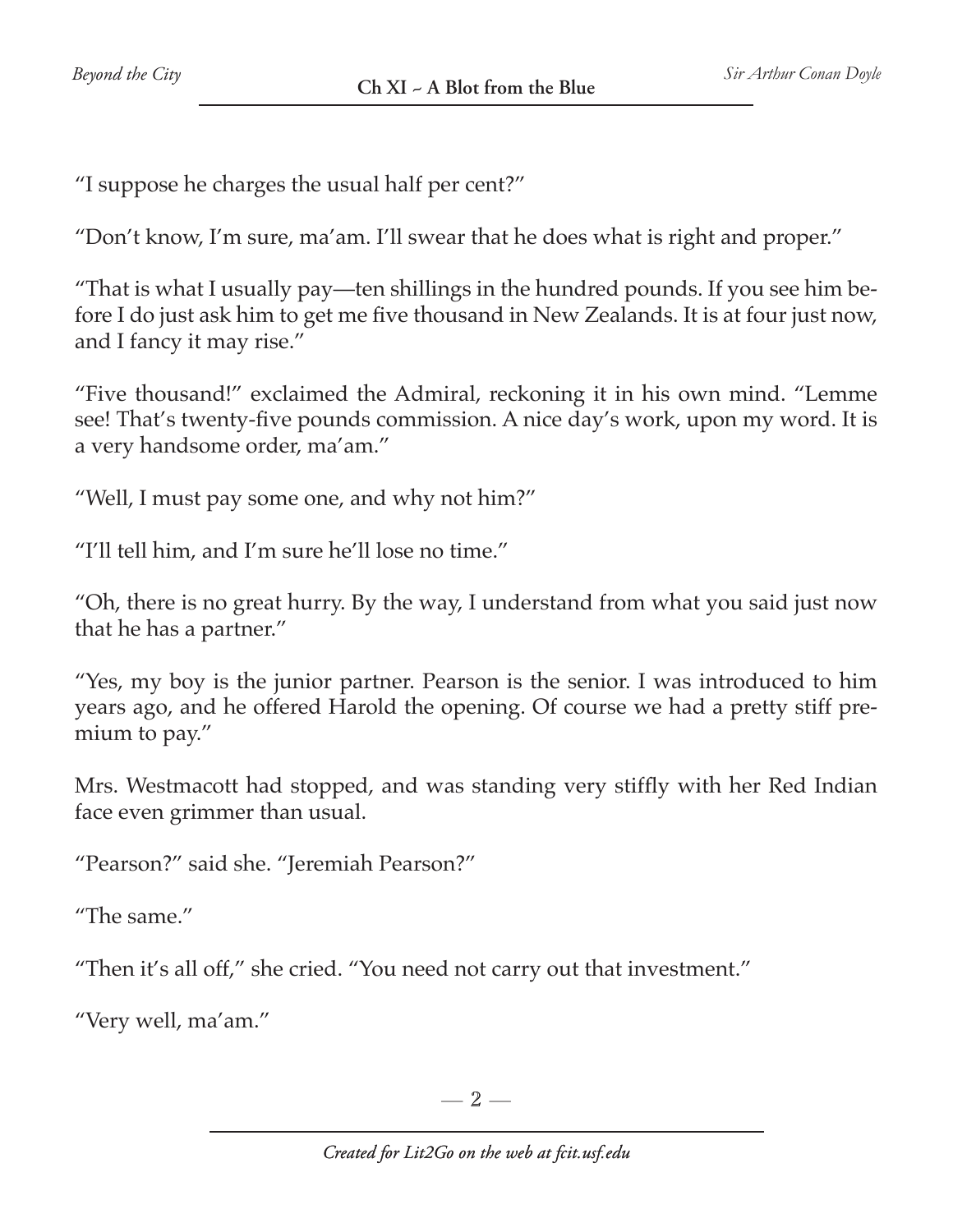"I suppose he charges the usual half per cent?"

"Don't know, I'm sure, ma'am. I'll swear that he does what is right and proper."

"That is what I usually pay—ten shillings in the hundred pounds. If you see him before I do just ask him to get me five thousand in New Zealands. It is at four just now, and I fancy it may rise."

"Five thousand!" exclaimed the Admiral, reckoning it in his own mind. "Lemme see! That's twenty-five pounds commission. A nice day's work, upon my word. It is a very handsome order, ma'am."

"Well, I must pay some one, and why not him?"

"I'll tell him, and I'm sure he'll lose no time."

"Oh, there is no great hurry. By the way, I understand from what you said just now that he has a partner."

"Yes, my boy is the junior partner. Pearson is the senior. I was introduced to him years ago, and he offered Harold the opening. Of course we had a pretty stiff premium to pay."

Mrs. Westmacott had stopped, and was standing very stiffly with her Red Indian face even grimmer than usual.

"Pearson?" said she. "Jeremiah Pearson?"

"The same."

"Then it's all off," she cried. "You need not carry out that investment."

"Very well, ma'am."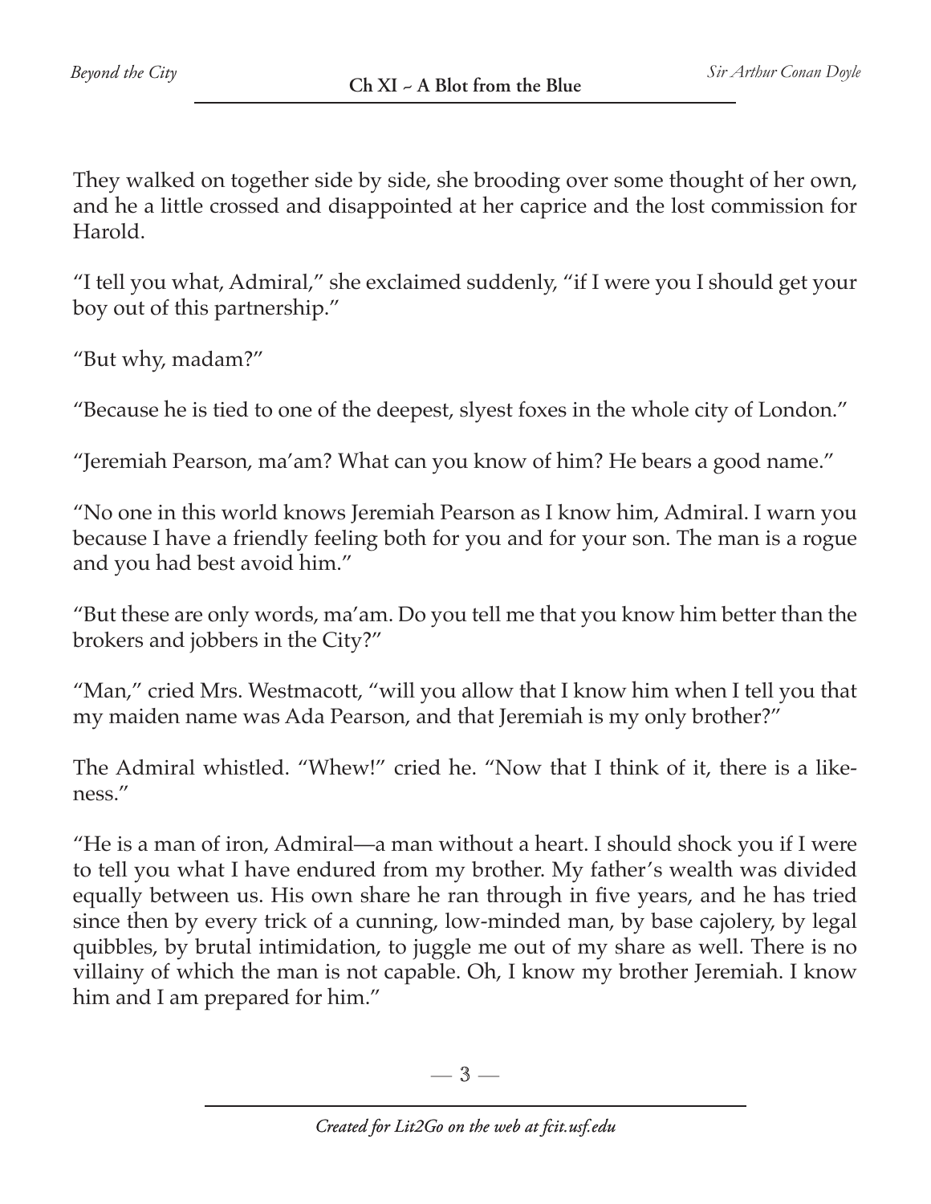They walked on together side by side, she brooding over some thought of her own, and he a little crossed and disappointed at her caprice and the lost commission for Harold.

"I tell you what, Admiral," she exclaimed suddenly, "if I were you I should get your boy out of this partnership."

"But why, madam?"

"Because he is tied to one of the deepest, slyest foxes in the whole city of London."

"Jeremiah Pearson, ma'am? What can you know of him? He bears a good name."

"No one in this world knows Jeremiah Pearson as I know him, Admiral. I warn you because I have a friendly feeling both for you and for your son. The man is a rogue and you had best avoid him."

"But these are only words, ma'am. Do you tell me that you know him better than the brokers and jobbers in the City?"

"Man," cried Mrs. Westmacott, "will you allow that I know him when I tell you that my maiden name was Ada Pearson, and that Jeremiah is my only brother?"

The Admiral whistled. "Whew!" cried he. "Now that I think of it, there is a likeness."

"He is a man of iron, Admiral—a man without a heart. I should shock you if I were to tell you what I have endured from my brother. My father's wealth was divided equally between us. His own share he ran through in five years, and he has tried since then by every trick of a cunning, low-minded man, by base cajolery, by legal quibbles, by brutal intimidation, to juggle me out of my share as well. There is no villainy of which the man is not capable. Oh, I know my brother Jeremiah. I know him and I am prepared for him."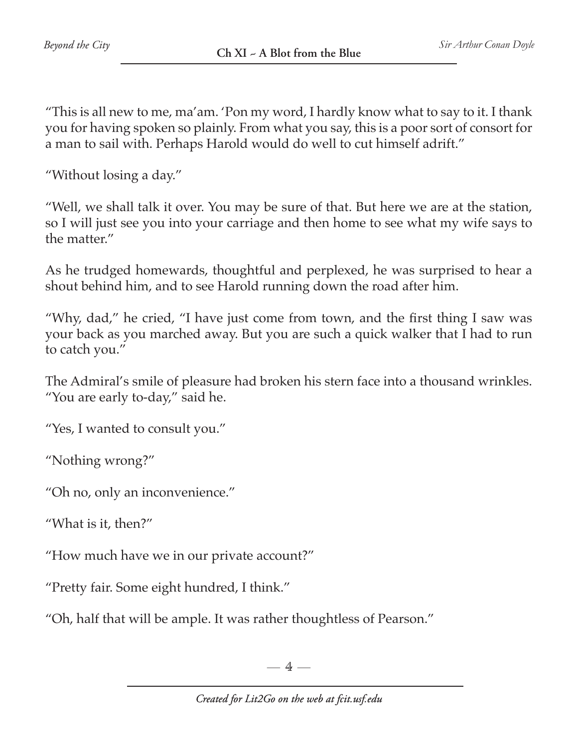"This is all new to me, ma'am. 'Pon my word, I hardly know what to say to it. I thank you for having spoken so plainly. From what you say, this is a poor sort of consort for a man to sail with. Perhaps Harold would do well to cut himself adrift."

"Without losing a day."

"Well, we shall talk it over. You may be sure of that. But here we are at the station, so I will just see you into your carriage and then home to see what my wife says to the matter."

As he trudged homewards, thoughtful and perplexed, he was surprised to hear a shout behind him, and to see Harold running down the road after him.

"Why, dad," he cried, "I have just come from town, and the first thing I saw was your back as you marched away. But you are such a quick walker that I had to run to catch you."

The Admiral's smile of pleasure had broken his stern face into a thousand wrinkles. "You are early to-day," said he.

"Yes, I wanted to consult you."

"Nothing wrong?"

"Oh no, only an inconvenience."

"What is it, then?"

"How much have we in our private account?"

"Pretty fair. Some eight hundred, I think."

"Oh, half that will be ample. It was rather thoughtless of Pearson."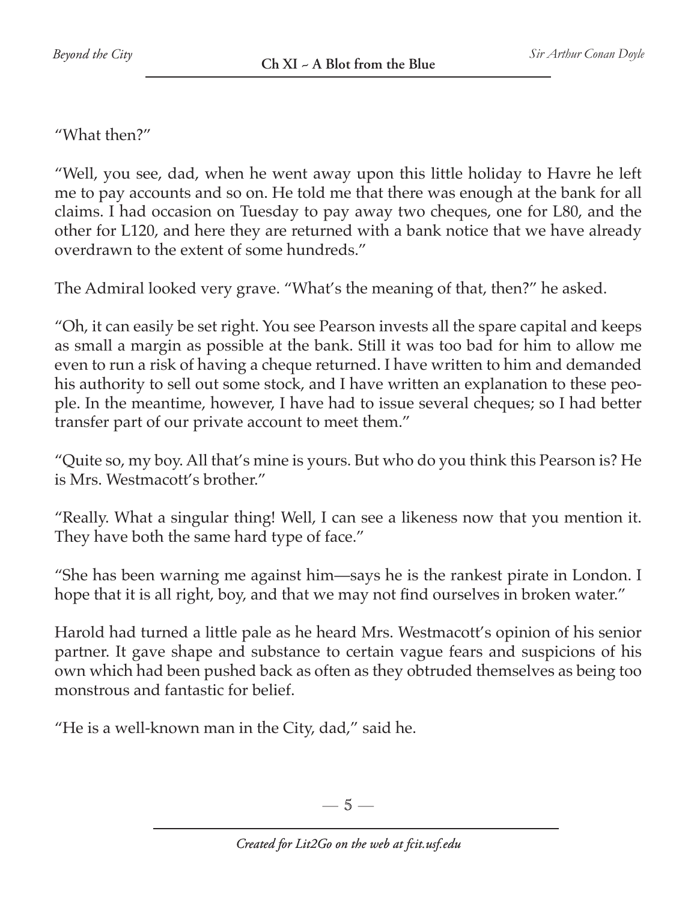"What then?"

"Well, you see, dad, when he went away upon this little holiday to Havre he left me to pay accounts and so on. He told me that there was enough at the bank for all claims. I had occasion on Tuesday to pay away two cheques, one for L80, and the other for L120, and here they are returned with a bank notice that we have already overdrawn to the extent of some hundreds."

The Admiral looked very grave. "What's the meaning of that, then?" he asked.

"Oh, it can easily be set right. You see Pearson invests all the spare capital and keeps as small a margin as possible at the bank. Still it was too bad for him to allow me even to run a risk of having a cheque returned. I have written to him and demanded his authority to sell out some stock, and I have written an explanation to these people. In the meantime, however, I have had to issue several cheques; so I had better transfer part of our private account to meet them."

"Quite so, my boy. All that's mine is yours. But who do you think this Pearson is? He is Mrs. Westmacott's brother."

"Really. What a singular thing! Well, I can see a likeness now that you mention it. They have both the same hard type of face."

"She has been warning me against him—says he is the rankest pirate in London. I hope that it is all right, boy, and that we may not find ourselves in broken water."

Harold had turned a little pale as he heard Mrs. Westmacott's opinion of his senior partner. It gave shape and substance to certain vague fears and suspicions of his own which had been pushed back as often as they obtruded themselves as being too monstrous and fantastic for belief.

"He is a well-known man in the City, dad," said he.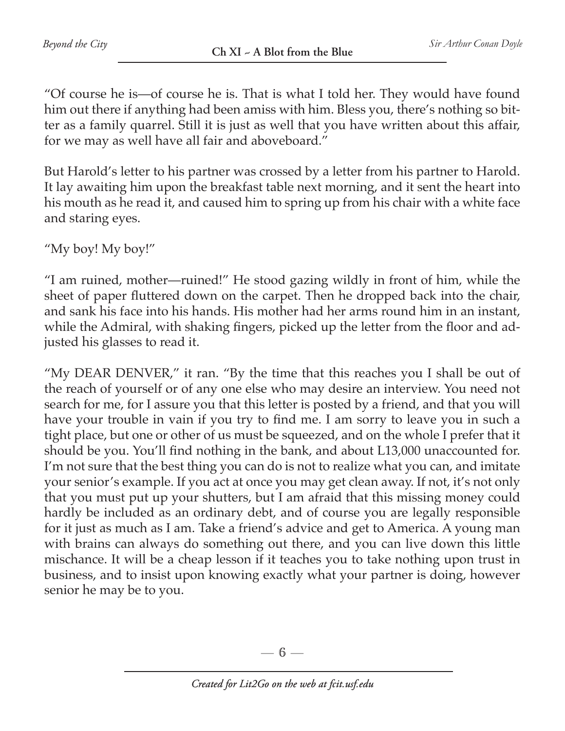"Of course he is—of course he is. That is what I told her. They would have found him out there if anything had been amiss with him. Bless you, there's nothing so bitter as a family quarrel. Still it is just as well that you have written about this affair, for we may as well have all fair and aboveboard."

But Harold's letter to his partner was crossed by a letter from his partner to Harold. It lay awaiting him upon the breakfast table next morning, and it sent the heart into his mouth as he read it, and caused him to spring up from his chair with a white face and staring eyes.

"My boy! My boy!"

"I am ruined, mother—ruined!" He stood gazing wildly in front of him, while the sheet of paper fluttered down on the carpet. Then he dropped back into the chair, and sank his face into his hands. His mother had her arms round him in an instant, while the Admiral, with shaking fingers, picked up the letter from the floor and adjusted his glasses to read it.

"My DEAR DENVER," it ran. "By the time that this reaches you I shall be out of the reach of yourself or of any one else who may desire an interview. You need not search for me, for I assure you that this letter is posted by a friend, and that you will have your trouble in vain if you try to find me. I am sorry to leave you in such a tight place, but one or other of us must be squeezed, and on the whole I prefer that it should be you. You'll find nothing in the bank, and about L13,000 unaccounted for. I'm not sure that the best thing you can do is not to realize what you can, and imitate your senior's example. If you act at once you may get clean away. If not, it's not only that you must put up your shutters, but I am afraid that this missing money could hardly be included as an ordinary debt, and of course you are legally responsible for it just as much as I am. Take a friend's advice and get to America. A young man with brains can always do something out there, and you can live down this little mischance. It will be a cheap lesson if it teaches you to take nothing upon trust in business, and to insist upon knowing exactly what your partner is doing, however senior he may be to you.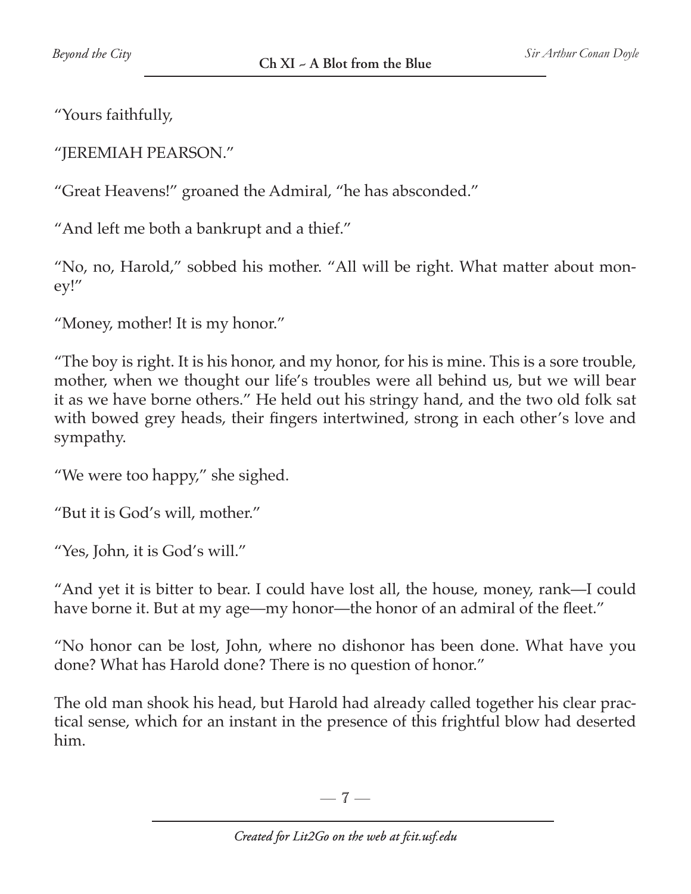"Yours faithfully,

"JEREMIAH PEARSON."

"Great Heavens!" groaned the Admiral, "he has absconded."

"And left me both a bankrupt and a thief."

"No, no, Harold," sobbed his mother. "All will be right. What matter about money!"

"Money, mother! It is my honor."

"The boy is right. It is his honor, and my honor, for his is mine. This is a sore trouble, mother, when we thought our life's troubles were all behind us, but we will bear it as we have borne others." He held out his stringy hand, and the two old folk sat with bowed grey heads, their fingers intertwined, strong in each other's love and sympathy.

"We were too happy," she sighed.

"But it is God's will, mother."

"Yes, John, it is God's will."

"And yet it is bitter to bear. I could have lost all, the house, money, rank—I could have borne it. But at my age—my honor—the honor of an admiral of the fleet."

"No honor can be lost, John, where no dishonor has been done. What have you done? What has Harold done? There is no question of honor."

The old man shook his head, but Harold had already called together his clear practical sense, which for an instant in the presence of this frightful blow had deserted him.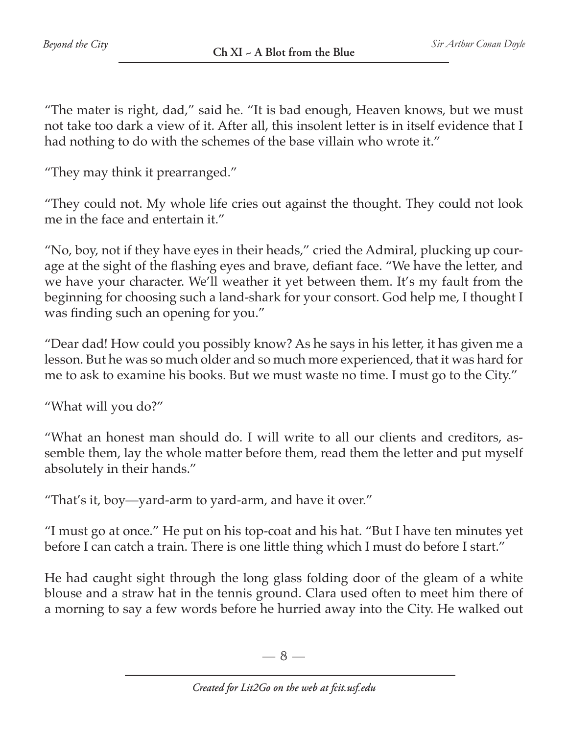"The mater is right, dad," said he. "It is bad enough, Heaven knows, but we must not take too dark a view of it. After all, this insolent letter is in itself evidence that I had nothing to do with the schemes of the base villain who wrote it."

"They may think it prearranged."

"They could not. My whole life cries out against the thought. They could not look me in the face and entertain it."

"No, boy, not if they have eyes in their heads," cried the Admiral, plucking up courage at the sight of the flashing eyes and brave, defiant face. "We have the letter, and we have your character. We'll weather it yet between them. It's my fault from the beginning for choosing such a land-shark for your consort. God help me, I thought I was finding such an opening for you."

"Dear dad! How could you possibly know? As he says in his letter, it has given me a lesson. But he was so much older and so much more experienced, that it was hard for me to ask to examine his books. But we must waste no time. I must go to the City."

"What will you do?"

"What an honest man should do. I will write to all our clients and creditors, assemble them, lay the whole matter before them, read them the letter and put myself absolutely in their hands."

"That's it, boy—yard-arm to yard-arm, and have it over."

"I must go at once." He put on his top-coat and his hat. "But I have ten minutes yet before I can catch a train. There is one little thing which I must do before I start."

He had caught sight through the long glass folding door of the gleam of a white blouse and a straw hat in the tennis ground. Clara used often to meet him there of a morning to say a few words before he hurried away into the City. He walked out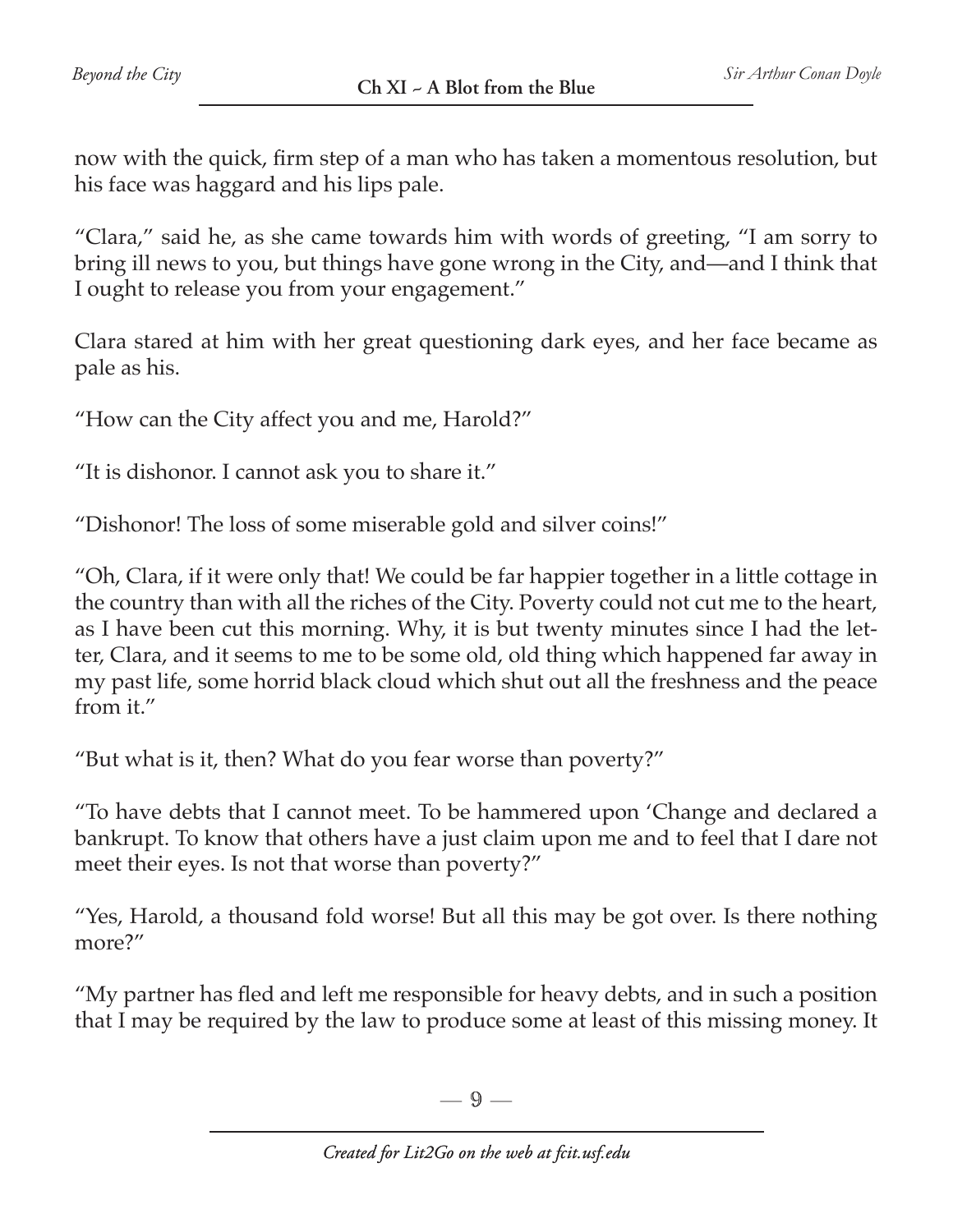now with the quick, firm step of a man who has taken a momentous resolution, but his face was haggard and his lips pale.

"Clara," said he, as she came towards him with words of greeting, "I am sorry to bring ill news to you, but things have gone wrong in the City, and—and I think that I ought to release you from your engagement."

Clara stared at him with her great questioning dark eyes, and her face became as pale as his.

"How can the City affect you and me, Harold?"

"It is dishonor. I cannot ask you to share it."

"Dishonor! The loss of some miserable gold and silver coins!"

"Oh, Clara, if it were only that! We could be far happier together in a little cottage in the country than with all the riches of the City. Poverty could not cut me to the heart, as I have been cut this morning. Why, it is but twenty minutes since I had the letter, Clara, and it seems to me to be some old, old thing which happened far away in my past life, some horrid black cloud which shut out all the freshness and the peace from it."

"But what is it, then? What do you fear worse than poverty?"

"To have debts that I cannot meet. To be hammered upon 'Change and declared a bankrupt. To know that others have a just claim upon me and to feel that I dare not meet their eyes. Is not that worse than poverty?"

"Yes, Harold, a thousand fold worse! But all this may be got over. Is there nothing more?"

"My partner has fled and left me responsible for heavy debts, and in such a position that I may be required by the law to produce some at least of this missing money. It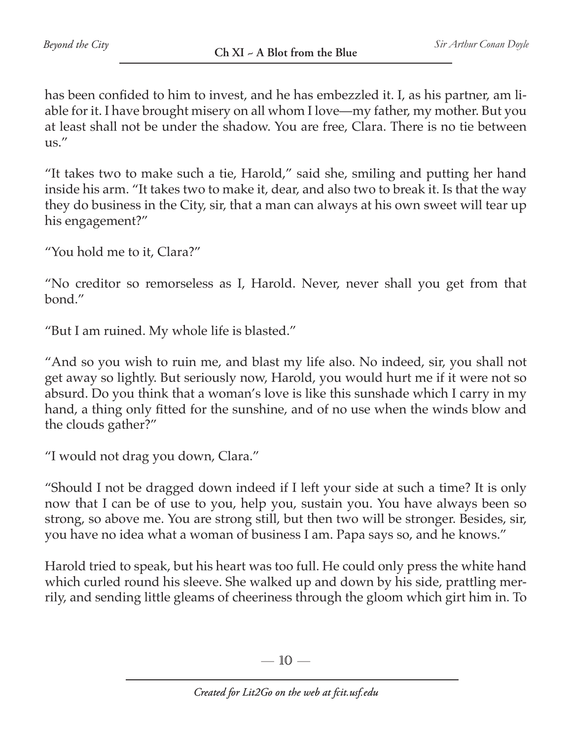has been confided to him to invest, and he has embezzled it. I, as his partner, am liable for it. I have brought misery on all whom I love—my father, my mother. But you at least shall not be under the shadow. You are free, Clara. There is no tie between us."

"It takes two to make such a tie, Harold," said she, smiling and putting her hand inside his arm. "It takes two to make it, dear, and also two to break it. Is that the way they do business in the City, sir, that a man can always at his own sweet will tear up his engagement?"

"You hold me to it, Clara?"

"No creditor so remorseless as I, Harold. Never, never shall you get from that bond."

"But I am ruined. My whole life is blasted."

"And so you wish to ruin me, and blast my life also. No indeed, sir, you shall not get away so lightly. But seriously now, Harold, you would hurt me if it were not so absurd. Do you think that a woman's love is like this sunshade which I carry in my hand, a thing only fitted for the sunshine, and of no use when the winds blow and the clouds gather?"

"I would not drag you down, Clara."

"Should I not be dragged down indeed if I left your side at such a time? It is only now that I can be of use to you, help you, sustain you. You have always been so strong, so above me. You are strong still, but then two will be stronger. Besides, sir, you have no idea what a woman of business I am. Papa says so, and he knows."

Harold tried to speak, but his heart was too full. He could only press the white hand which curled round his sleeve. She walked up and down by his side, prattling merrily, and sending little gleams of cheeriness through the gloom which girt him in. To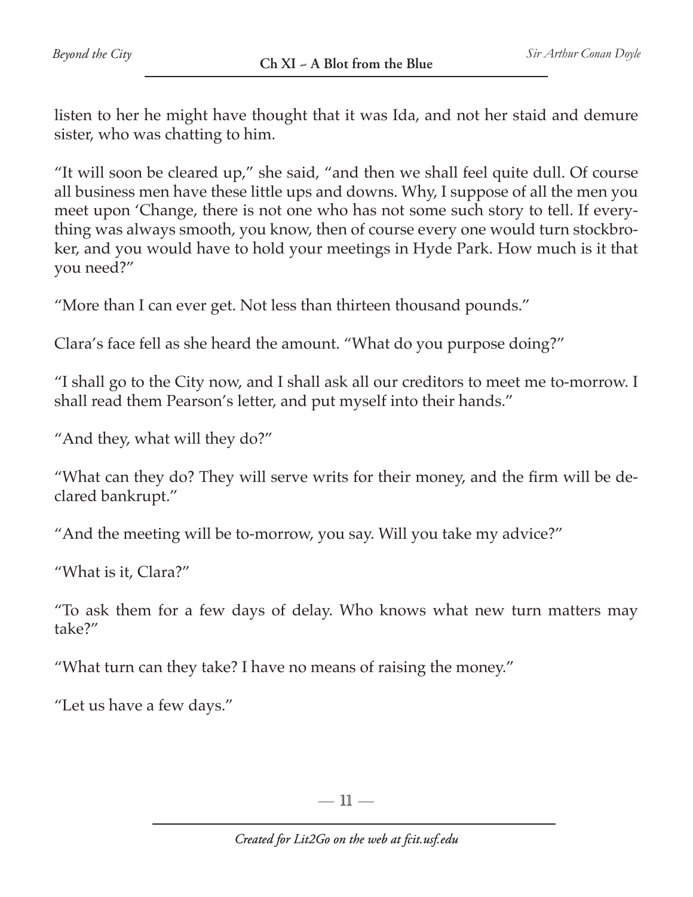listen to her he might have thought that it was Ida, and not her staid and demure sister, who was chatting to him.

"It will soon be cleared up," she said, "and then we shall feel quite dull. Of course all business men have these little ups and downs. Why, I suppose of all the men you meet upon 'Change, there is not one who has not some such story to tell. If everything was always smooth, you know, then of course every one would turn stockbroker, and you would have to hold your meetings in Hyde Park. How much is it that you need?"

"More than I can ever get. Not less than thirteen thousand pounds."

Clara's face fell as she heard the amount. "What do you purpose doing?"

"I shall go to the City now, and I shall ask all our creditors to meet me to-morrow. I shall read them Pearson's letter, and put myself into their hands."

"And they, what will they do?"

"What can they do? They will serve writs for their money, and the firm will be declared bankrupt."

"And the meeting will be to-morrow, you say. Will you take my advice?"

"What is it, Clara?"

"To ask them for a few days of delay. Who knows what new turn matters may take?"

"What turn can they take? I have no means of raising the money."

"Let us have a few days."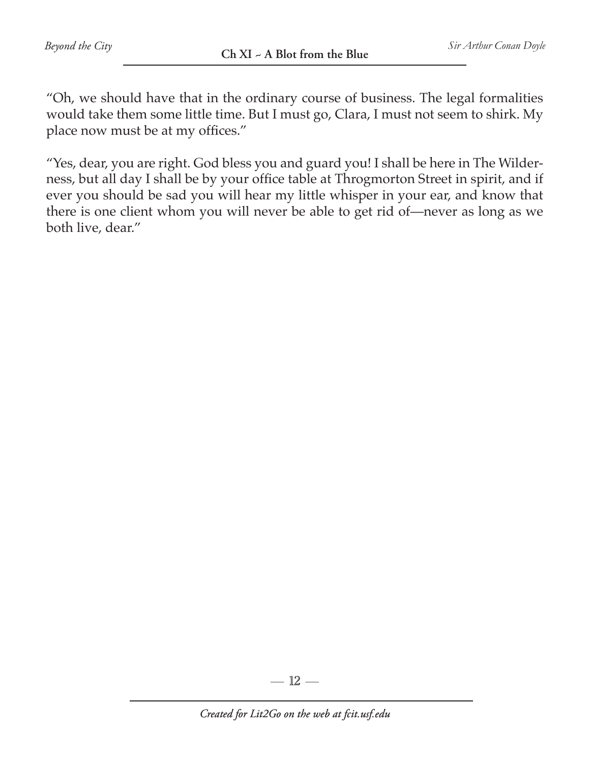"Oh, we should have that in the ordinary course of business. The legal formalities would take them some little time. But I must go, Clara, I must not seem to shirk. My place now must be at my offices."

"Yes, dear, you are right. God bless you and guard you! I shall be here in The Wilderness, but all day I shall be by your office table at Throgmorton Street in spirit, and if ever you should be sad you will hear my little whisper in your ear, and know that there is one client whom you will never be able to get rid of—never as long as we both live, dear."